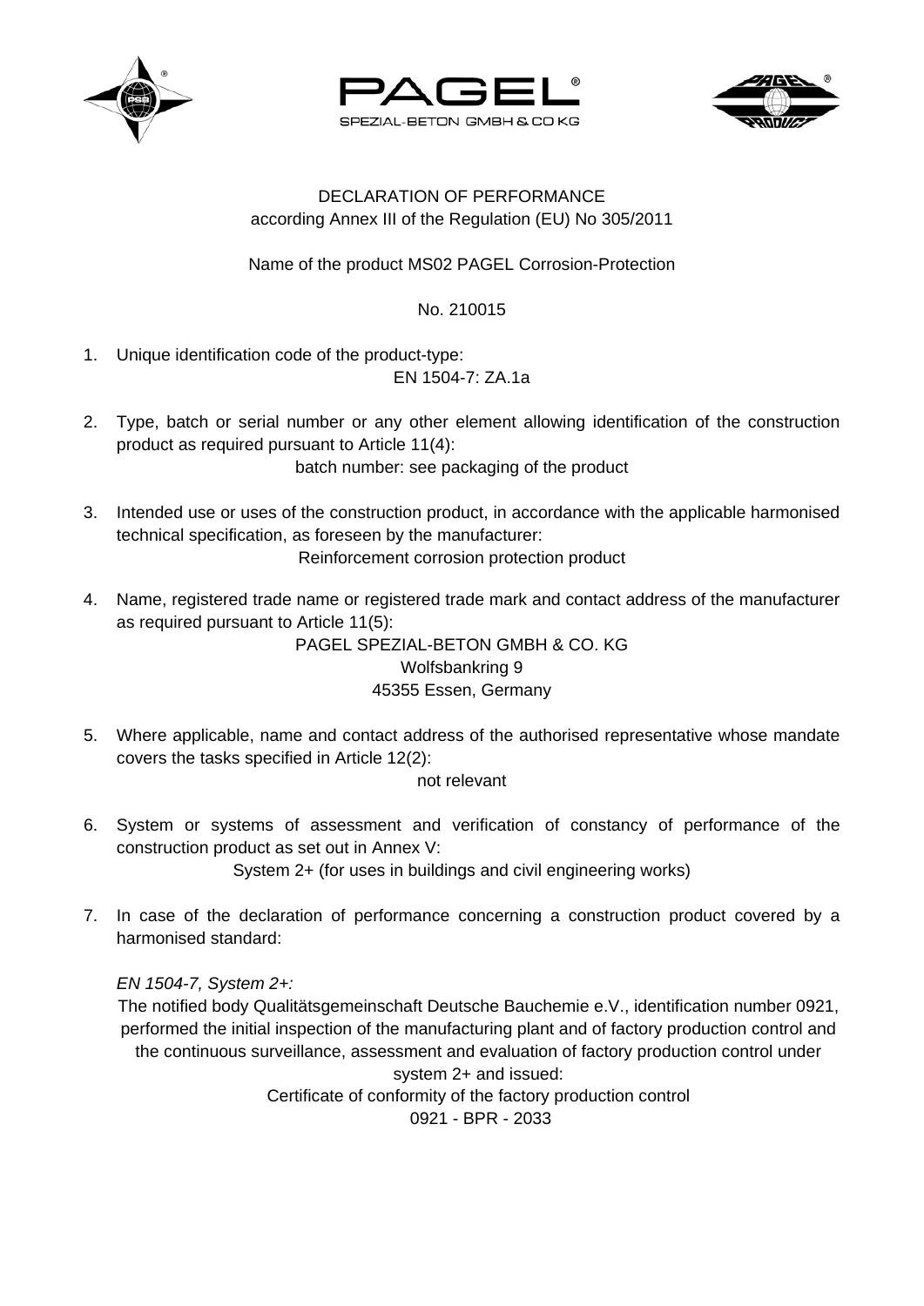PAGEL®

SPEZIAL-BETON GMBH & CO KG

# DECLARATION OF PERFORMANCE

according Annex III of the Regulation (EU) No 305/2011

Name of the product MS02 PAGEL Corrosion-Protection

No. 210015

1. Unique identification code of the product-type:

   EN 1504-7: ZA.1a

2. Type, batch or serial number or any other element allowing identification of the construction product as required pursuant to Article 11(4):

   batch number: see packaging of the product

3. Intended use or uses of the construction product, in accordance with the applicable harmonised technical specification, as foreseen by the manufacturer:

   Reinforcement corrosion protection product

4. Name, registered trade name or registered trade mark and contact address of the manufacturer as required pursuant to Article 11(5):

   PAGEL SPEZIAL-BETON GMBH & CO. KG
   Wolfsbankring 9
   45355 Essen, Germany

5. Where applicable, name and contact address of the authorised representative whose mandate covers the tasks specified in Article 12(2):

   not relevant

6. System or systems of assessment and verification of constancy of performance of the construction product as set out in Annex V:

   System 2+ (for uses in buildings and civil engineering works)

7. In case of the declaration of performance concerning a construction product covered by a harmonised standard:

   *EN 1504-7, System 2+:*

   The notified body Qualitätsgemeinschaft Deutsche Bauchemie e.V., identification number 0921, performed the initial inspection of the manufacturing plant and of factory production control and the continuous surveillance, assessment and evaluation of factory production control under system 2+ and issued:

   Certificate of conformity of the factory production control

   0921 - BPR - 2033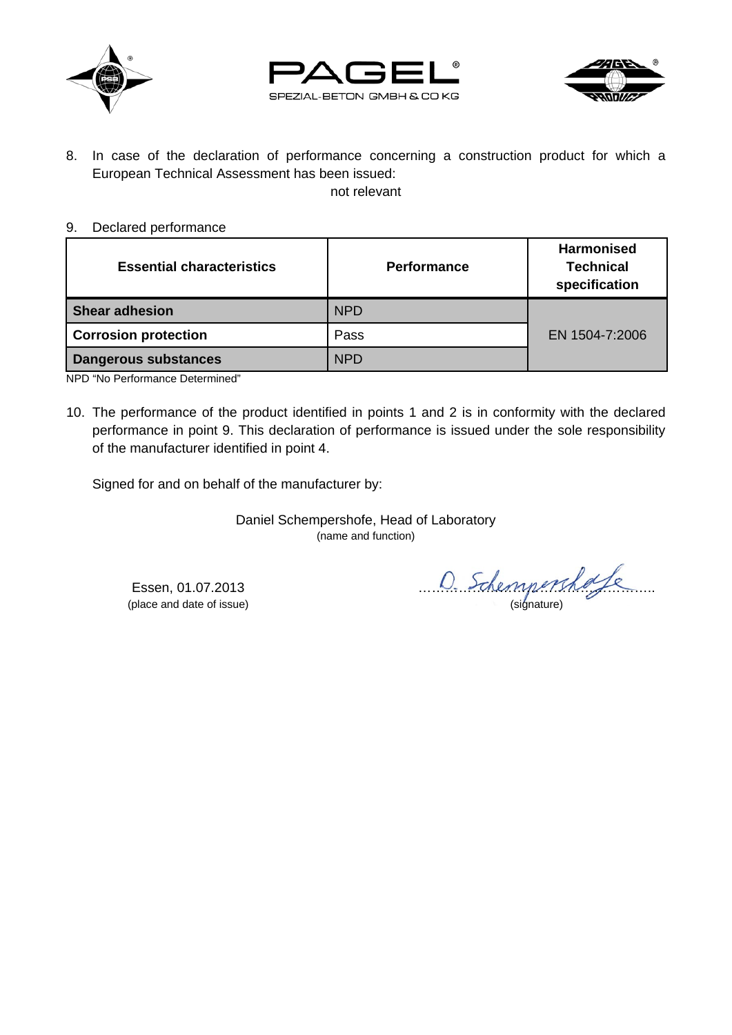8. In case of the declaration of performance concerning a construction product for which a European Technical Assessment has been issued:

not relevant

9. Declared performance

| Essential characteristics | Performance | Harmonised Technical specification |
|---|---|---|
| **Shear adhesion** | NPD | EN 1504-7:2006 |
| **Corrosion protection** | Pass | |
| **Dangerous substances** | NPD | |

NPD "No Performance Determined"

10. The performance of the product identified in points 1 and 2 is in conformity with the declared performance in point 9. This declaration of performance is issued under the sole responsibility of the manufacturer identified in point 4.

Signed for and on behalf of the manufacturer by:

Daniel Schempershofe, Head of Laboratory
(name and function)

Essen, 01.07.2013
(place and date of issue)

D. Schempershofe ……………………………………….
(signature)